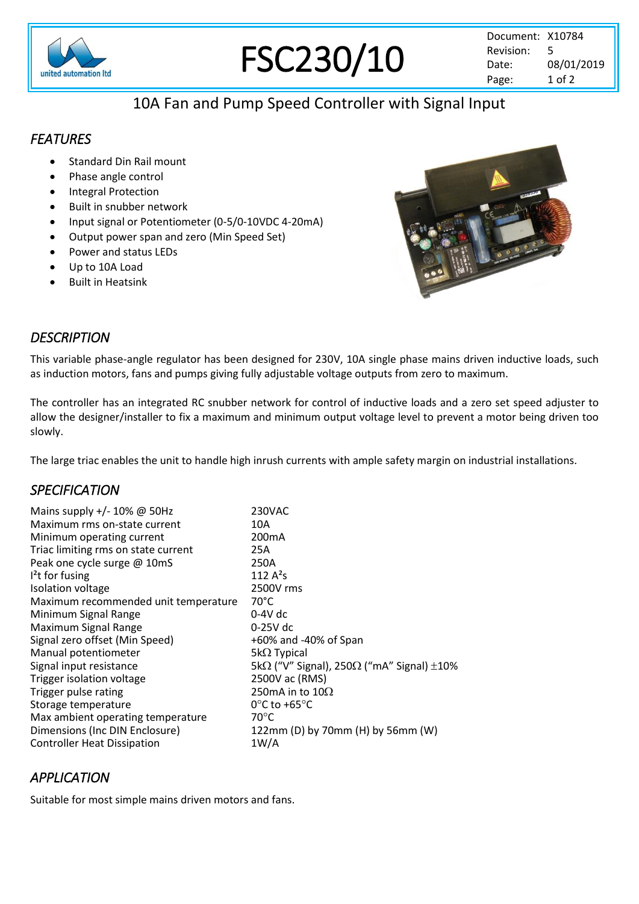# FSC230/10

| | |
|---|---|
| Document: | X10784 |
| Revision: | 5 |
| Date: | 08/01/2019 |

## 10A Fan and Pump Speed Controller with Signal Input

### *FEATURES*

- Standard Din Rail mount
- Phase angle control
- Integral Protection
- Built in snubber network
- Input signal or Potentiometer (0-5/0-10VDC 4-20mA)
- Output power span and zero (Min Speed Set)
- Power and status LEDs
- Up to 10A Load
- Built in Heatsink

### *DESCRIPTION*

This variable phase-angle regulator has been designed for 230V, 10A single phase mains driven inductive loads, such as induction motors, fans and pumps giving fully adjustable voltage outputs from zero to maximum.

The controller has an integrated RC snubber network for control of inductive loads and a zero set speed adjuster to allow the designer/installer to fix a maximum and minimum output voltage level to prevent a motor being driven too slowly.

The large triac enables the unit to handle high inrush currents with ample safety margin on industrial installations.

### *SPECIFICATION*

| Parameter | Value |
|---|---|
| Mains supply +/- 10% @ 50Hz | 230VAC |
| Maximum rms on-state current | 10A |
| Minimum operating current | 200mA |
| Triac limiting rms on state current | 25A |
| Peak one cycle surge @ 10mS | 250A |
| $I^2t$ for fusing | 112 $A^2s$ |
| Isolation voltage | 2500V rms |
| Maximum recommended unit temperature | 70°C |
| Minimum Signal Range | 0-4V dc |
| Maximum Signal Range | 0-25V dc |
| Signal zero offset (Min Speed) | +60% and -40% of Span |
| Manual potentiometer | 5kΩ Typical |
| Signal input resistance | 5kΩ ("V" Signal), 250Ω ("mA" Signal) ±10% |
| Trigger isolation voltage | 2500V ac (RMS) |
| Trigger pulse rating | 250mA in to 10Ω |
| Storage temperature | 0°C to +65°C |
| Max ambient operating temperature | 70°C |
| Dimensions (Inc DIN Enclosure) | 122mm (D) by 70mm (H) by 56mm (W) |
| Controller Heat Dissipation | 1W/A |

### *APPLICATION*

Suitable for most simple mains driven motors and fans.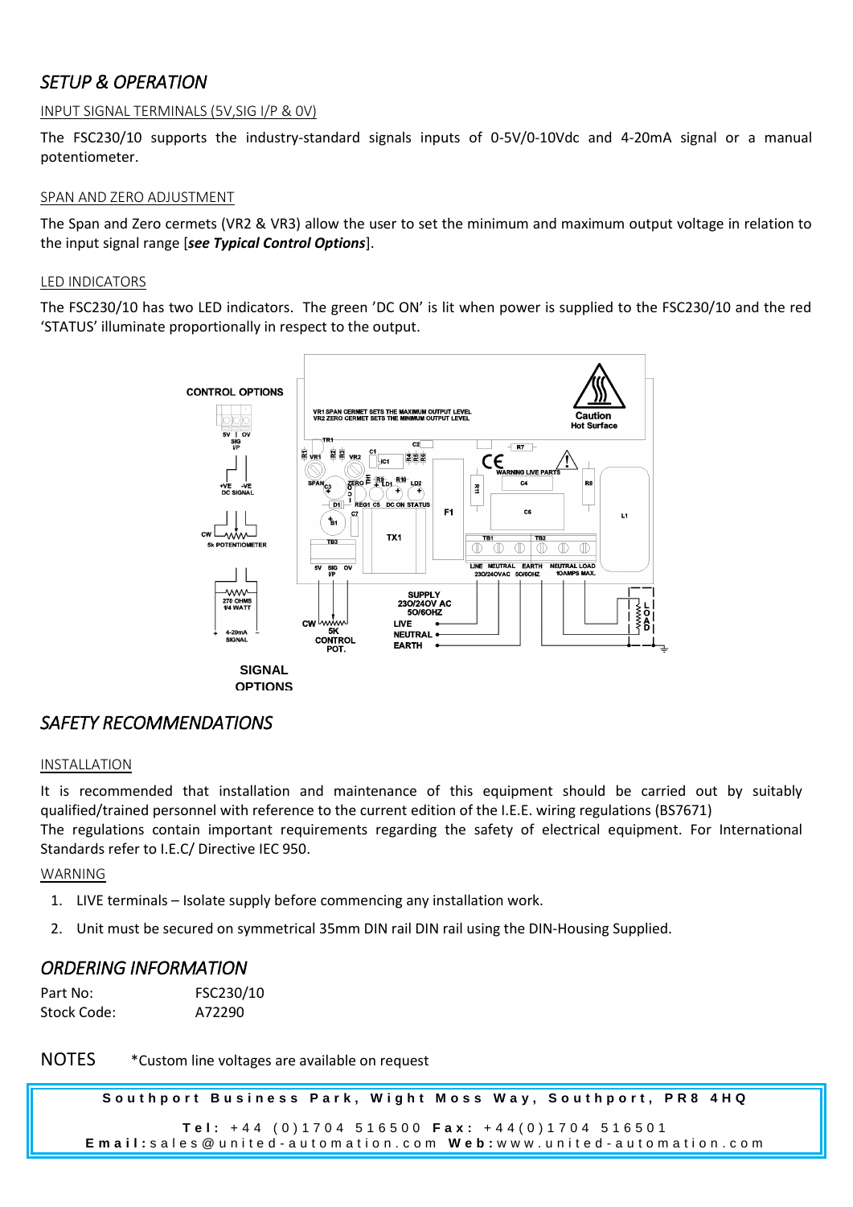## *SETUP & OPERATION*

INPUT SIGNAL TERMINALS (5V,SIG I/P & 0V)

The FSC230/10 supports the industry-standard signals inputs of 0-5V/0-10Vdc and 4-20mA signal or a manual potentiometer.

SPAN AND ZERO ADJUSTMENT

The Span and Zero cermets (VR2 & VR3) allow the user to set the minimum and maximum output voltage in relation to the input signal range [***see Typical Control Options***].

LED INDICATORS

The FSC230/10 has two LED indicators. The green 'DC ON' is lit when power is supplied to the FSC230/10 and the red 'STATUS' illuminate proportionally in respect to the output.

CONTROL OPTIONS

5V SIG I/P 0V

+VE -VE DC SIGNAL

CW 5k POTENTIOMETER

270 OHMS 1/4 WATT

4-20mA SIGNAL

SIGNAL OPTIONS

VR1 SPAN CERMET SETS THE MAXIMUM OUTPUT LEVEL
VR2 ZERO CERMET SETS THE MINIMUM OUTPUT LEVEL

Caution Hot Surface

WARNING LIVE PARTS

DC ON STATUS

LINE NEUTRAL EARTH 230/240VAC 50/60HZ

NEUTRAL LOAD 10AMPS MAX.

5V SIG 0V I/P

CW 5K CONTROL POT.

SUPPLY 230/240V AC 50/60HZ

LIVE

NEUTRAL

EARTH

LOAD

## *SAFETY RECOMMENDATIONS*

INSTALLATION

It is recommended that installation and maintenance of this equipment should be carried out by suitably qualified/trained personnel with reference to the current edition of the I.E.E. wiring regulations (BS7671)
The regulations contain important requirements regarding the safety of electrical equipment. For International Standards refer to I.E.C/ Directive IEC 950.

WARNING

1. LIVE terminals – Isolate supply before commencing any installation work.
2. Unit must be secured on symmetrical 35mm DIN rail DIN rail using the DIN-Housing Supplied.

## *ORDERING INFORMATION*

| | |
|---|---|
| Part No: | FSC230/10 |
| Stock Code: | A72290 |

NOTES *Custom line voltages are available on request

**Southport Business Park, Wight Moss Way, Southport, PR8 4HQ**

**Tel:** +44 (0)1704 516500 **Fax:** +44(0)1704 516501
**Email:** sales@united-automation.com **Web:** www.united-automation.com